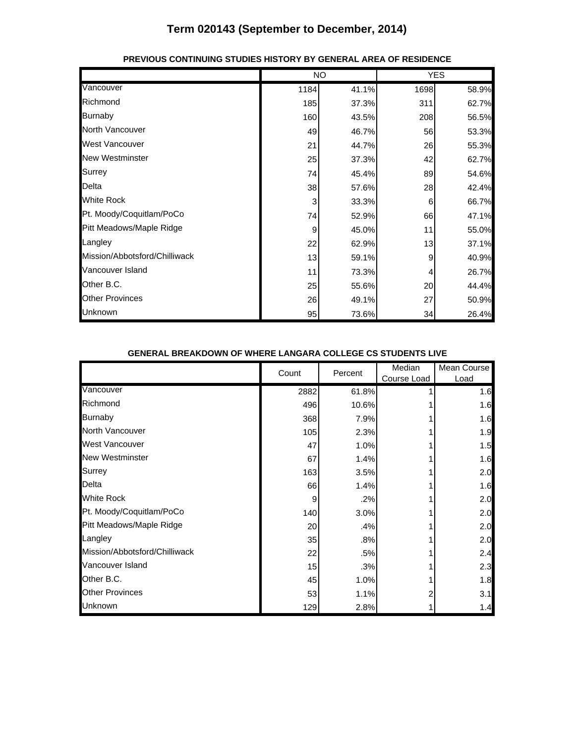# Term 020143 (September to December, 2014)

### PREVIOUS CONTINUING STUDIES HISTORY BY GENERAL AREA OF RESIDENCE

| | NO | | YES | |
|---|---|---|---|---|
| Vancouver | 1184 | 41.1% | 1698 | 58.9% |
| Richmond | 185 | 37.3% | 311 | 62.7% |
| Burnaby | 160 | 43.5% | 208 | 56.5% |
| North Vancouver | 49 | 46.7% | 56 | 53.3% |
| West Vancouver | 21 | 44.7% | 26 | 55.3% |
| New Westminster | 25 | 37.3% | 42 | 62.7% |
| Surrey | 74 | 45.4% | 89 | 54.6% |
| Delta | 38 | 57.6% | 28 | 42.4% |
| White Rock | 3 | 33.3% | 6 | 66.7% |
| Pt. Moody/Coquitlam/PoCo | 74 | 52.9% | 66 | 47.1% |
| Pitt Meadows/Maple Ridge | 9 | 45.0% | 11 | 55.0% |
| Langley | 22 | 62.9% | 13 | 37.1% |
| Mission/Abbotsford/Chilliwack | 13 | 59.1% | 9 | 40.9% |
| Vancouver Island | 11 | 73.3% | 4 | 26.7% |
| Other B.C. | 25 | 55.6% | 20 | 44.4% |
| Other Provinces | 26 | 49.1% | 27 | 50.9% |
| Unknown | 95 | 73.6% | 34 | 26.4% |

### GENERAL BREAKDOWN OF WHERE LANGARA COLLEGE CS STUDENTS LIVE

| | Count | Percent | Median Course Load | Mean Course Load |
|---|---|---|---|---|
| Vancouver | 2882 | 61.8% | 1 | 1.6 |
| Richmond | 496 | 10.6% | 1 | 1.6 |
| Burnaby | 368 | 7.9% | 1 | 1.6 |
| North Vancouver | 105 | 2.3% | 1 | 1.9 |
| West Vancouver | 47 | 1.0% | 1 | 1.5 |
| New Westminster | 67 | 1.4% | 1 | 1.6 |
| Surrey | 163 | 3.5% | 1 | 2.0 |
| Delta | 66 | 1.4% | 1 | 1.6 |
| White Rock | 9 | .2% | 1 | 2.0 |
| Pt. Moody/Coquitlam/PoCo | 140 | 3.0% | 1 | 2.0 |
| Pitt Meadows/Maple Ridge | 20 | .4% | 1 | 2.0 |
| Langley | 35 | .8% | 1 | 2.0 |
| Mission/Abbotsford/Chilliwack | 22 | .5% | 1 | 2.4 |
| Vancouver Island | 15 | .3% | 1 | 2.3 |
| Other B.C. | 45 | 1.0% | 1 | 1.8 |
| Other Provinces | 53 | 1.1% | 2 | 3.1 |
| Unknown | 129 | 2.8% | 1 | 1.4 |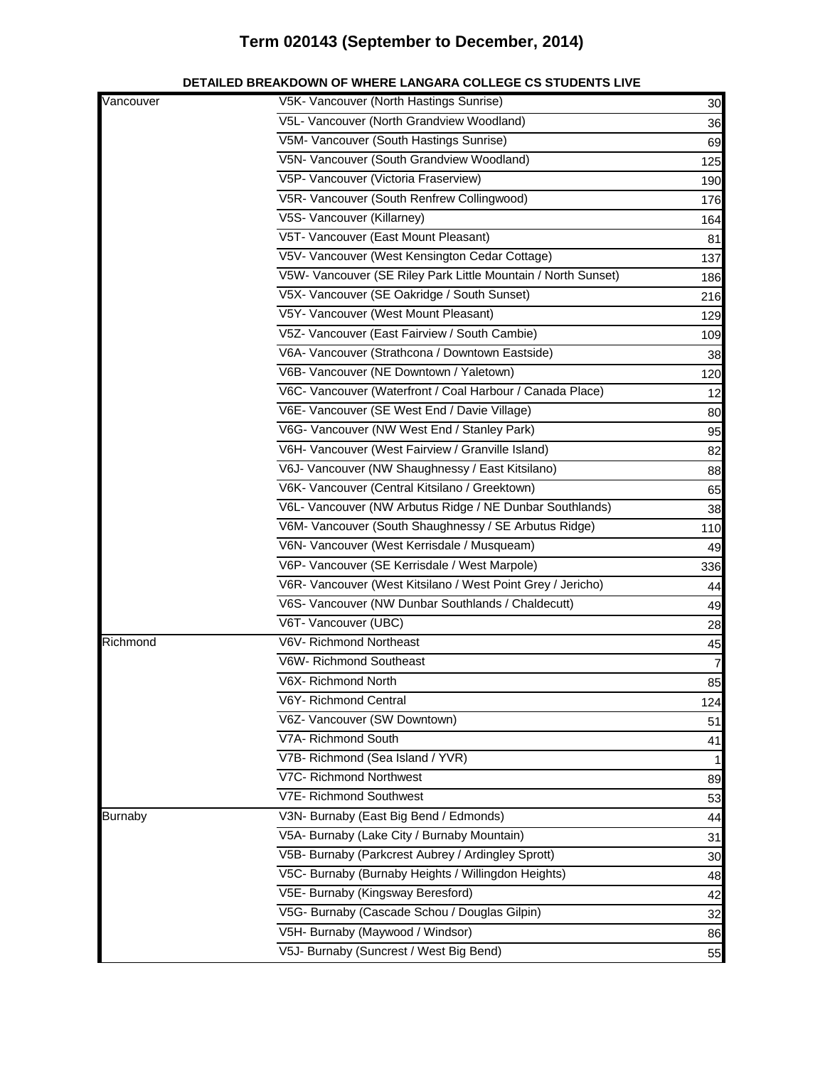# Term 020143 (September to December, 2014)

**DETAILED BREAKDOWN OF WHERE LANGARA COLLEGE CS STUDENTS LIVE**

| | | |
|---|---|---|
| Vancouver | V5K- Vancouver (North Hastings Sunrise) | 30 |
| | V5L- Vancouver (North Grandview Woodland) | 36 |
| | V5M- Vancouver (South Hastings Sunrise) | 69 |
| | V5N- Vancouver (South Grandview Woodland) | 125 |
| | V5P- Vancouver (Victoria Fraserview) | 190 |
| | V5R- Vancouver (South Renfrew Collingwood) | 176 |
| | V5S- Vancouver (Killarney) | 164 |
| | V5T- Vancouver (East Mount Pleasant) | 81 |
| | V5V- Vancouver (West Kensington Cedar Cottage) | 137 |
| | V5W- Vancouver (SE Riley Park Little Mountain / North Sunset) | 186 |
| | V5X- Vancouver (SE Oakridge / South Sunset) | 216 |
| | V5Y- Vancouver (West Mount Pleasant) | 129 |
| | V5Z- Vancouver (East Fairview / South Cambie) | 109 |
| | V6A- Vancouver (Strathcona / Downtown Eastside) | 38 |
| | V6B- Vancouver (NE Downtown / Yaletown) | 120 |
| | V6C- Vancouver (Waterfront / Coal Harbour / Canada Place) | 12 |
| | V6E- Vancouver (SE West End / Davie Village) | 80 |
| | V6G- Vancouver (NW West End / Stanley Park) | 95 |
| | V6H- Vancouver (West Fairview / Granville Island) | 82 |
| | V6J- Vancouver (NW Shaughnessy / East Kitsilano) | 88 |
| | V6K- Vancouver (Central Kitsilano / Greektown) | 65 |
| | V6L- Vancouver (NW Arbutus Ridge / NE Dunbar Southlands) | 38 |
| | V6M- Vancouver (South Shaughnessy / SE Arbutus Ridge) | 110 |
| | V6N- Vancouver (West Kerrisdale / Musqueam) | 49 |
| | V6P- Vancouver (SE Kerrisdale / West Marpole) | 336 |
| | V6R- Vancouver (West Kitsilano / West Point Grey / Jericho) | 44 |
| | V6S- Vancouver (NW Dunbar Southlands / Chaldecutt) | 49 |
| | V6T- Vancouver (UBC) | 28 |
| Richmond | V6V- Richmond Northeast | 45 |
| | V6W- Richmond Southeast | 7 |
| | V6X- Richmond North | 85 |
| | V6Y- Richmond Central | 124 |
| | V6Z- Vancouver (SW Downtown) | 51 |
| | V7A- Richmond South | 41 |
| | V7B- Richmond (Sea Island / YVR) | 1 |
| | V7C- Richmond Northwest | 89 |
| | V7E- Richmond Southwest | 53 |
| Burnaby | V3N- Burnaby (East Big Bend / Edmonds) | 44 |
| | V5A- Burnaby (Lake City / Burnaby Mountain) | 31 |
| | V5B- Burnaby (Parkcrest Aubrey / Ardingley Sprott) | 30 |
| | V5C- Burnaby (Burnaby Heights / Willingdon Heights) | 48 |
| | V5E- Burnaby (Kingsway Beresford) | 42 |
| | V5G- Burnaby (Cascade Schou / Douglas Gilpin) | 32 |
| | V5H- Burnaby (Maywood / Windsor) | 86 |
| | V5J- Burnaby (Suncrest / West Big Bend) | 55 |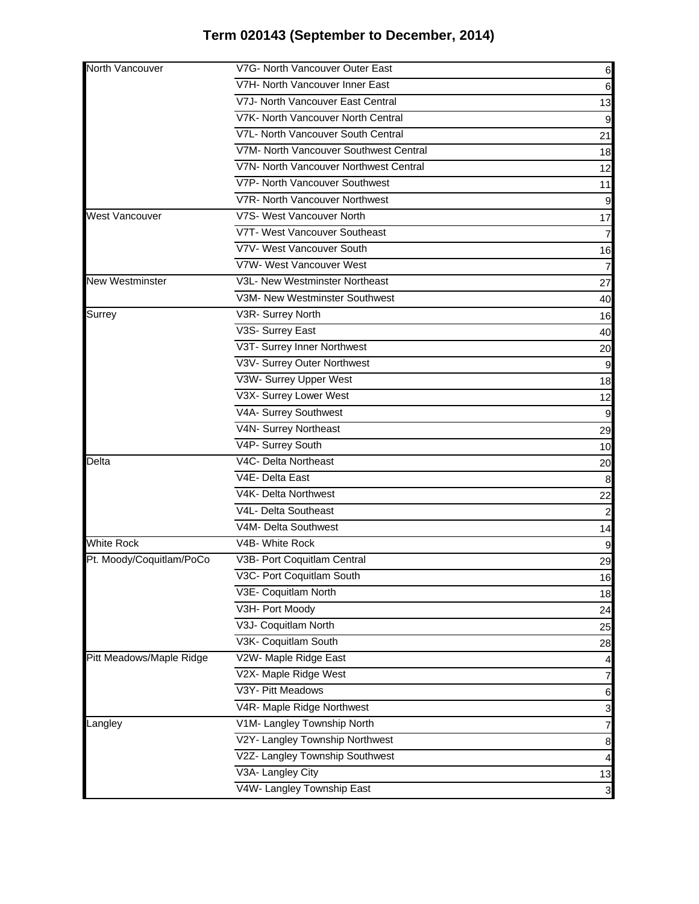# Term 020143 (September to December, 2014)

| | | |
|---|---|---|
| North Vancouver | V7G- North Vancouver Outer East | 6 |
| | V7H- North Vancouver Inner East | 6 |
| | V7J- North Vancouver East Central | 13 |
| | V7K- North Vancouver North Central | 9 |
| | V7L- North Vancouver South Central | 21 |
| | V7M- North Vancouver Southwest Central | 18 |
| | V7N- North Vancouver Northwest Central | 12 |
| | V7P- North Vancouver Southwest | 11 |
| | V7R- North Vancouver Northwest | 9 |
| West Vancouver | V7S- West Vancouver North | 17 |
| | V7T- West Vancouver Southeast | 7 |
| | V7V- West Vancouver South | 16 |
| | V7W- West Vancouver West | 7 |
| New Westminster | V3L- New Westminster Northeast | 27 |
| | V3M- New Westminster Southwest | 40 |
| Surrey | V3R- Surrey North | 16 |
| | V3S- Surrey East | 40 |
| | V3T- Surrey Inner Northwest | 20 |
| | V3V- Surrey Outer Northwest | 9 |
| | V3W- Surrey Upper West | 18 |
| | V3X- Surrey Lower West | 12 |
| | V4A- Surrey Southwest | 9 |
| | V4N- Surrey Northeast | 29 |
| | V4P- Surrey South | 10 |
| Delta | V4C- Delta Northeast | 20 |
| | V4E- Delta East | 8 |
| | V4K- Delta Northwest | 22 |
| | V4L- Delta Southeast | 2 |
| | V4M- Delta Southwest | 14 |
| White Rock | V4B- White Rock | 9 |
| Pt. Moody/Coquitlam/PoCo | V3B- Port Coquitlam Central | 29 |
| | V3C- Port Coquitlam South | 16 |
| | V3E- Coquitlam North | 18 |
| | V3H- Port Moody | 24 |
| | V3J- Coquitlam North | 25 |
| | V3K- Coquitlam South | 28 |
| Pitt Meadows/Maple Ridge | V2W- Maple Ridge East | 4 |
| | V2X- Maple Ridge West | 7 |
| | V3Y- Pitt Meadows | 6 |
| | V4R- Maple Ridge Northwest | 3 |
| Langley | V1M- Langley Township North | 7 |
| | V2Y- Langley Township Northwest | 8 |
| | V2Z- Langley Township Southwest | 4 |
| | V3A- Langley City | 13 |
| | V4W- Langley Township East | 3 |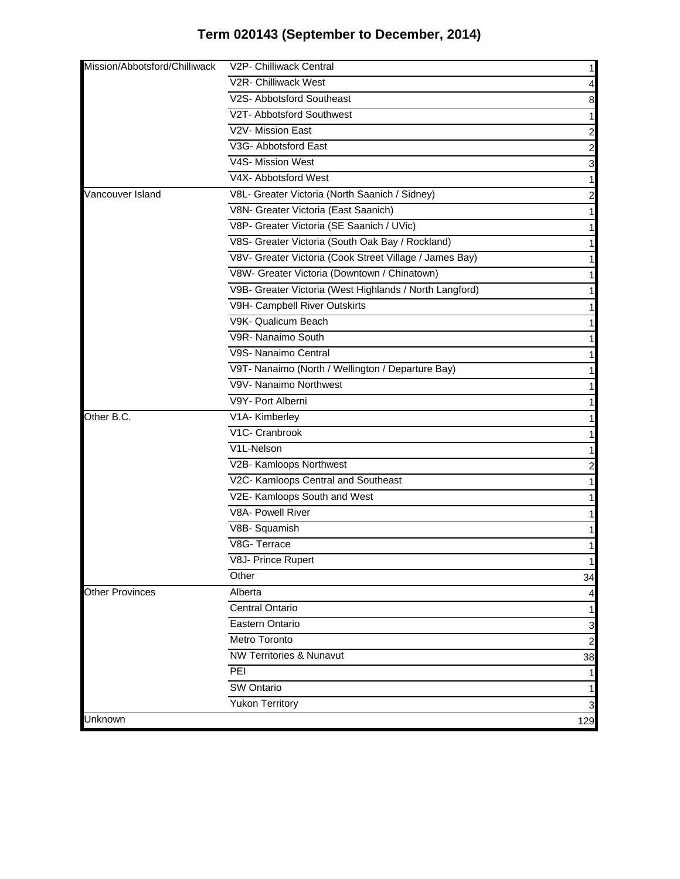# Term 020143 (September to December, 2014)

| | | |
|---|---|---|
| Mission/Abbotsford/Chilliwack | V2P- Chilliwack Central | 1 |
| | V2R- Chilliwack West | 4 |
| | V2S- Abbotsford Southeast | 8 |
| | V2T- Abbotsford Southwest | 1 |
| | V2V- Mission East | 2 |
| | V3G- Abbotsford East | 2 |
| | V4S- Mission West | 3 |
| | V4X- Abbotsford West | 1 |
| Vancouver Island | V8L- Greater Victoria (North Saanich / Sidney) | 2 |
| | V8N- Greater Victoria (East Saanich) | 1 |
| | V8P- Greater Victoria (SE Saanich / UVic) | 1 |
| | V8S- Greater Victoria (South Oak Bay / Rockland) | 1 |
| | V8V- Greater Victoria (Cook Street Village / James Bay) | 1 |
| | V8W- Greater Victoria (Downtown / Chinatown) | 1 |
| | V9B- Greater Victoria (West Highlands / North Langford) | 1 |
| | V9H- Campbell River Outskirts | 1 |
| | V9K- Qualicum Beach | 1 |
| | V9R- Nanaimo South | 1 |
| | V9S- Nanaimo Central | 1 |
| | V9T- Nanaimo (North / Wellington / Departure Bay) | 1 |
| | V9V- Nanaimo Northwest | 1 |
| | V9Y- Port Alberni | 1 |
| Other B.C. | V1A- Kimberley | 1 |
| | V1C- Cranbrook | 1 |
| | V1L-Nelson | 1 |
| | V2B- Kamloops Northwest | 2 |
| | V2C- Kamloops Central and Southeast | 1 |
| | V2E- Kamloops South and West | 1 |
| | V8A- Powell River | 1 |
| | V8B- Squamish | 1 |
| | V8G- Terrace | 1 |
| | V8J- Prince Rupert | 1 |
| | Other | 34 |
| Other Provinces | Alberta | 4 |
| | Central Ontario | 1 |
| | Eastern Ontario | 3 |
| | Metro Toronto | 2 |
| | NW Territories & Nunavut | 38 |
| | PEI | 1 |
| | SW Ontario | 1 |
| | Yukon Territory | 3 |
| Unknown | | 129 |